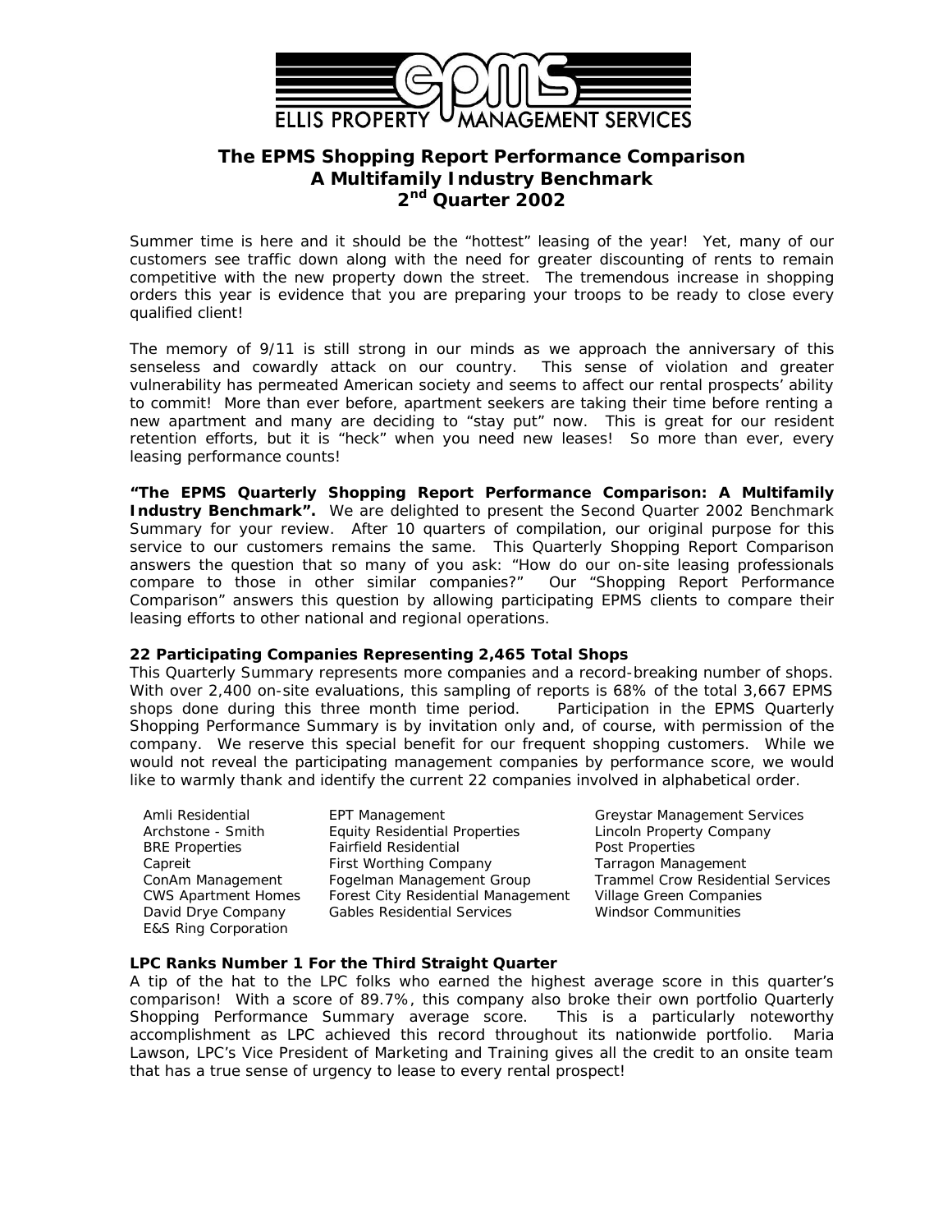ELLIS PROPERTY MANAGEMENT SERVICES

# The EPMS Shopping Report Performance Comparison
## A Multifamily Industry Benchmark
## 2nd Quarter 2002

Summer time is here and it should be the "hottest" leasing of the year! Yet, many of our customers see traffic down along with the need for greater discounting of rents to remain competitive with the new property down the street. The tremendous increase in shopping orders this year is evidence that you are preparing your troops to be ready to close every qualified client!

The memory of 9/11 is still strong in our minds as we approach the anniversary of this senseless and cowardly attack on our country. This sense of violation and greater vulnerability has permeated American society and seems to affect our rental prospects' ability to commit! More than ever before, apartment seekers are taking their time before renting a new apartment and many are deciding to "stay put" now. This is great for our resident retention efforts, but it is "heck" when you need new leases! So more than ever, every leasing performance counts!

**"The EPMS Quarterly Shopping Report Performance Comparison: A Multifamily Industry Benchmark".** We are delighted to present the Second Quarter 2002 Benchmark Summary for your review. After 10 quarters of compilation, our original purpose for this service to our customers remains the same. This Quarterly Shopping Report Comparison answers the question that so many of you ask: "How do our on-site leasing professionals compare to those in other similar companies?" Our "Shopping Report Performance Comparison" answers this question by allowing participating EPMS clients to compare their leasing efforts to other national and regional operations.

### 22 Participating Companies Representing 2,465 Total Shops

This Quarterly Summary represents more companies and a record-breaking number of shops. With over 2,400 on-site evaluations, this sampling of reports is 68% of the total 3,667 EPMS shops done during this three month time period. Participation in the EPMS Quarterly Shopping Performance Summary is by invitation only and, of course, with permission of the company. We reserve this special benefit for our frequent shopping customers. While we would not reveal the participating management companies by performance score, we would like to warmly thank and identify the current 22 companies involved in alphabetical order.

- Amli Residential
- Archstone - Smith
- BRE Properties
- Capreit
- ConAm Management
- CWS Apartment Homes
- David Drye Company
- E&S Ring Corporation
- EPT Management
- Equity Residential Properties
- Fairfield Residential
- First Worthing Company
- Fogelman Management Group
- Forest City Residential Management
- Gables Residential Services
- Greystar Management Services
- Lincoln Property Company
- Post Properties
- Tarragon Management
- Trammel Crow Residential Services
- Village Green Companies
- Windsor Communities

### LPC Ranks Number 1 For the Third Straight Quarter

A tip of the hat to the LPC folks who earned the highest average score in this quarter's comparison! With a score of 89.7%, this company also broke their own portfolio Quarterly Shopping Performance Summary average score. This is a particularly noteworthy accomplishment as LPC achieved this record throughout its nationwide portfolio. Maria Lawson, LPC's Vice President of Marketing and Training gives all the credit to an onsite team that has a true sense of urgency to lease to every rental prospect!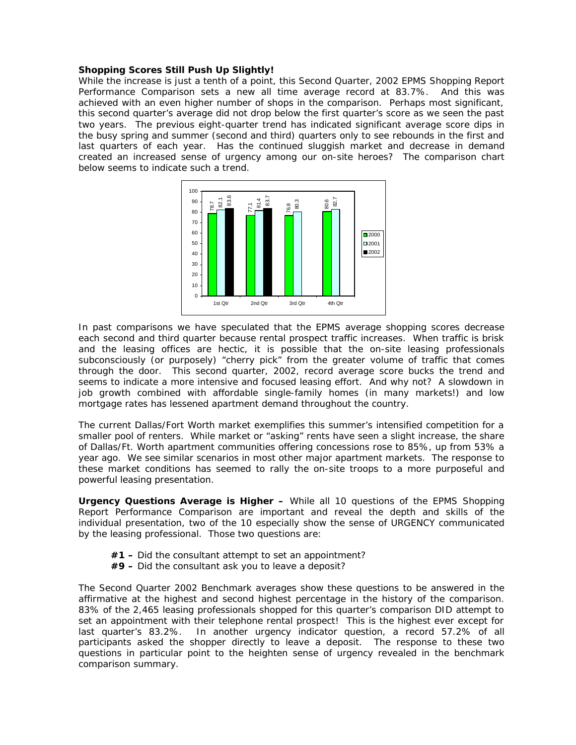**Shopping Scores Still Push Up Slightly!**

While the increase is just a tenth of a point, this Second Quarter, 2002 EPMS Shopping Report Performance Comparison sets a new all time average record at 83.7%. And this was achieved with an even higher number of shops in the comparison. Perhaps most significant, this second quarter's average did not drop below the first quarter's score as we seen the past two years. The previous eight-quarter trend has indicated significant average score dips in the busy spring and summer (second and third) quarters only to see rebounds in the first and last quarters of each year. Has the continued sluggish market and decrease in demand created an increased sense of urgency among our on-site heroes? The comparison chart below seems to indicate such a trend.

| | 2000 | 2001 | 2002 |
|---|---|---|---|
| 1st Qtr | 78.7 | 82.1 | 83.6 |
| 2nd Qtr | 77.1 | 81.4 | 83.7 |
| 3rd Qtr | 76.8 | 80.3 | |
| 4th Qtr | 80.6 | 82.7 | |

In past comparisons we have speculated that the EPMS average shopping scores decrease each second and third quarter because rental prospect traffic increases. When traffic is brisk and the leasing offices are hectic, it is possible that the on-site leasing professionals subconsciously (or purposely) "cherry pick" from the greater volume of traffic that comes through the door. This second quarter, 2002, record average score bucks the trend and seems to indicate a more intensive and focused leasing effort. And why not? A slowdown in job growth combined with affordable single-family homes (in many markets!) and low mortgage rates has lessened apartment demand throughout the country.

The current Dallas/Fort Worth market exemplifies this summer's intensified competition for a smaller pool of renters. While market or "asking" rents have seen a slight increase, the share of Dallas/Ft. Worth apartment communities offering concessions rose to 85%, up from 53% a year ago. We see similar scenarios in most other major apartment markets. The response to these market conditions has seemed to rally the on-site troops to a more purposeful and powerful leasing presentation.

**Urgency Questions Average is Higher –** While all 10 questions of the EPMS Shopping Report Performance Comparison are important and reveal the depth and skills of the individual presentation, two of the 10 especially show the sense of URGENCY communicated by the leasing professional. Those two questions are:

- **#1 –** Did the consultant attempt to set an appointment?
- **#9 –** Did the consultant ask you to leave a deposit?

The Second Quarter 2002 Benchmark averages show these questions to be answered in the affirmative at the highest and second highest percentage in the history of the comparison. 83% of the 2,465 leasing professionals shopped for this quarter's comparison DID attempt to set an appointment with their telephone rental prospect! This is the highest ever except for last quarter's 83.2%. In another urgency indicator question, a record 57.2% of all participants asked the shopper directly to leave a deposit. The response to these two questions in particular point to the heighten sense of urgency revealed in the benchmark comparison summary.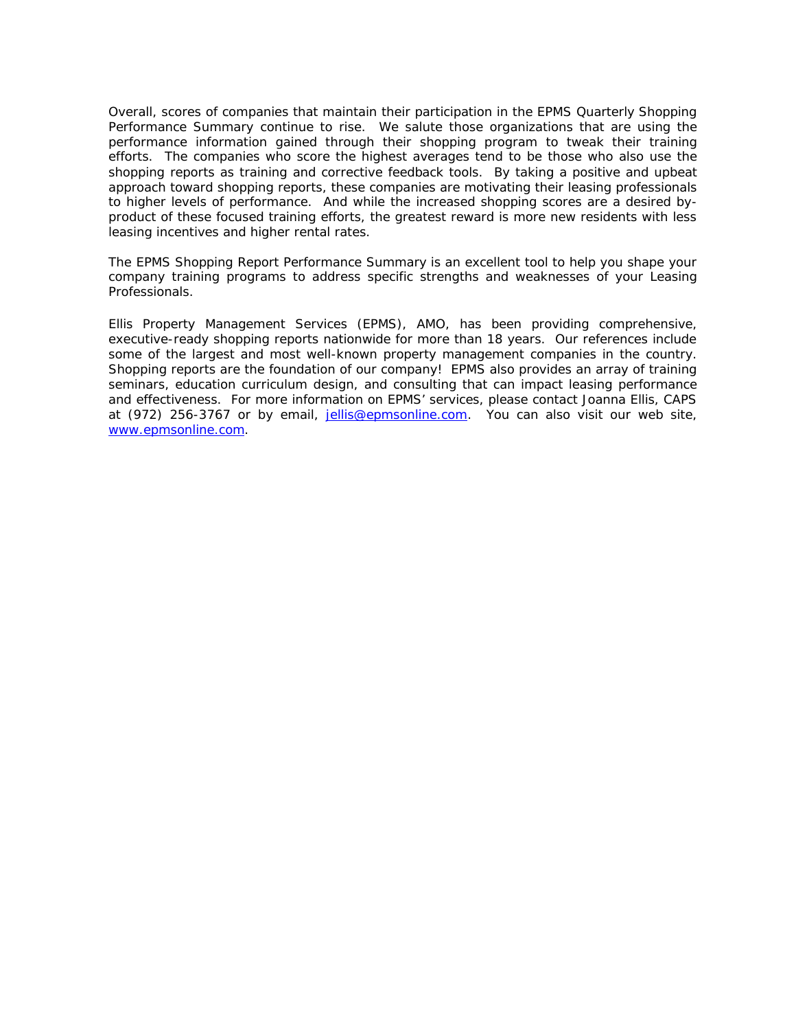Overall, scores of companies that maintain their participation in the EPMS Quarterly Shopping Performance Summary continue to rise. We salute those organizations that are using the performance information gained through their shopping program to tweak their training efforts. The companies who score the highest averages tend to be those who also use the shopping reports as training and corrective feedback tools. By taking a positive and upbeat approach toward shopping reports, these companies are motivating their leasing professionals to higher levels of performance. And while the increased shopping scores are a desired by-product of these focused training efforts, the greatest reward is more new residents with less leasing incentives and higher rental rates.

The EPMS Shopping Report Performance Summary is an excellent tool to help you shape your company training programs to address specific strengths and weaknesses of your Leasing Professionals.

Ellis Property Management Services (EPMS), AMO, has been providing comprehensive, executive-ready shopping reports nationwide for more than 18 years. Our references include some of the largest and most well-known property management companies in the country. Shopping reports are the foundation of our company! EPMS also provides an array of training seminars, education curriculum design, and consulting that can impact leasing performance and effectiveness. For more information on EPMS' services, please contact Joanna Ellis, CAPS at (972) 256-3767 or by email, jellis@epmsonline.com. You can also visit our web site, www.epmsonline.com.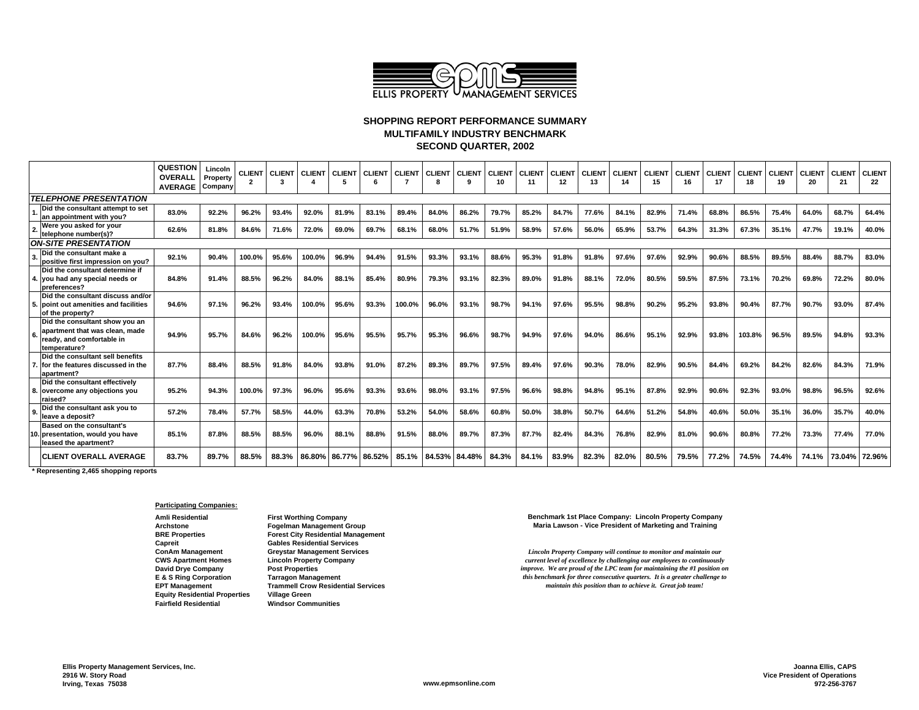ELLIS PROPERTY MANAGEMENT SERVICES

## SHOPPING REPORT PERFORMANCE SUMMARY
## MULTIFAMILY INDUSTRY BENCHMARK
## SECOND QUARTER, 2002

| | QUESTION OVERALL AVERAGE | Lincoln Property Company | CLIENT 2 | CLIENT 3 | CLIENT 4 | CLIENT 5 | CLIENT 6 | CLIENT 7 | CLIENT 8 | CLIENT 9 | CLIENT 10 | CLIENT 11 | CLIENT 12 | CLIENT 13 | CLIENT 14 | CLIENT 15 | CLIENT 16 | CLIENT 17 | CLIENT 18 | CLIENT 19 | CLIENT 20 | CLIENT 21 | CLIENT 22 |
|---|---|---|---|---|---|---|---|---|---|---|---|---|---|---|---|---|---|---|---|---|---|---|---|
| ***TELEPHONE PRESENTATION*** | | | | | | | | | | | | | | | | | | | | | | | |
| 1. Did the consultant attempt to set an appointment with you? | 83.0% | 92.2% | 96.2% | 93.4% | 92.0% | 81.9% | 83.1% | 89.4% | 84.0% | 86.2% | 79.7% | 85.2% | 84.7% | 77.6% | 84.1% | 82.9% | 71.4% | 68.8% | 86.5% | 75.4% | 64.0% | 68.7% | 64.4% |
| 2. Were you asked for your telephone number(s)? | 62.6% | 81.8% | 84.6% | 71.6% | 72.0% | 69.0% | 69.7% | 68.1% | 68.0% | 51.7% | 51.9% | 58.9% | 57.6% | 56.0% | 65.9% | 53.7% | 64.3% | 31.3% | 67.3% | 35.1% | 47.7% | 19.1% | 40.0% |
| ***ON-SITE PRESENTATION*** | | | | | | | | | | | | | | | | | | | | | | | |
| 3. Did the consultant make a positive first impression on you? | 92.1% | 90.4% | 100.0% | 95.6% | 100.0% | 96.9% | 94.4% | 91.5% | 93.3% | 93.1% | 88.6% | 95.3% | 91.8% | 91.8% | 97.6% | 97.6% | 92.9% | 90.6% | 88.5% | 89.5% | 88.4% | 88.7% | 83.0% |
| 4. Did the consultant determine if you had any special needs or preferences? | 84.8% | 91.4% | 88.5% | 96.2% | 84.0% | 88.1% | 85.4% | 80.9% | 79.3% | 93.1% | 82.3% | 89.0% | 91.8% | 88.1% | 72.0% | 80.5% | 59.5% | 87.5% | 73.1% | 70.2% | 69.8% | 72.2% | 80.0% |
| 5. Did the consultant discuss and/or point out amenities and facilities of the property? | 94.6% | 97.1% | 96.2% | 93.4% | 100.0% | 95.6% | 93.3% | 100.0% | 96.0% | 93.1% | 98.7% | 94.1% | 97.6% | 95.5% | 98.8% | 90.2% | 95.2% | 93.8% | 90.4% | 87.7% | 90.7% | 93.0% | 87.4% |
| 6. Did the consultant show you an apartment that was clean, made ready, and comfortable in temperature? | 94.9% | 95.7% | 84.6% | 96.2% | 100.0% | 95.6% | 95.5% | 95.7% | 95.3% | 96.6% | 98.7% | 94.9% | 97.6% | 94.0% | 86.6% | 95.1% | 92.9% | 93.8% | 103.8% | 96.5% | 89.5% | 94.8% | 93.3% |
| 7. Did the consultant sell benefits for the features discussed in the apartment? | 87.7% | 88.4% | 88.5% | 91.8% | 84.0% | 93.8% | 91.0% | 87.2% | 89.3% | 89.7% | 97.5% | 89.4% | 97.6% | 90.3% | 78.0% | 82.9% | 90.5% | 84.4% | 69.2% | 84.2% | 82.6% | 84.3% | 71.9% |
| 8. Did the consultant effectively overcome any objections you raised? | 95.2% | 94.3% | 100.0% | 97.3% | 96.0% | 95.6% | 93.3% | 93.6% | 98.0% | 93.1% | 97.5% | 96.6% | 98.8% | 94.8% | 95.1% | 87.8% | 92.9% | 90.6% | 92.3% | 93.0% | 98.8% | 96.5% | 92.6% |
| 9. Did the consultant ask you to leave a deposit? | 57.2% | 78.4% | 57.7% | 58.5% | 44.0% | 63.3% | 70.8% | 53.2% | 54.0% | 58.6% | 60.8% | 50.0% | 38.8% | 50.7% | 64.6% | 51.2% | 54.8% | 40.6% | 50.0% | 35.1% | 36.0% | 35.7% | 40.0% |
| 10. Based on the consultant's presentation, would you have leased the apartment? | 85.1% | 87.8% | 88.5% | 88.5% | 96.0% | 88.1% | 88.8% | 91.5% | 88.0% | 89.7% | 87.3% | 87.7% | 82.4% | 84.3% | 76.8% | 82.9% | 81.0% | 90.6% | 80.8% | 77.2% | 73.3% | 77.4% | 77.0% |
| **CLIENT OVERALL AVERAGE** | 83.7% | 89.7% | 88.5% | 88.3% | 86.80% | 86.77% | 86.52% | 85.1% | 84.53% | 84.48% | 84.3% | 84.1% | 83.9% | 82.3% | 82.0% | 80.5% | 79.5% | 77.2% | 74.5% | 74.4% | 74.1% | 73.04% | 72.96% |

**\* Representing 2,465 shopping reports**

**Participating Companies:**

- Amli Residential
- Archstone
- BRE Properties
- Capreit
- ConAm Management
- CWS Apartment Homes
- David Drye Company
- E & S Ring Corporation
- EPT Management
- Equity Residential Properties
- Fairfield Residential
- First Worthing Company
- Fogelman Management Group
- Forest City Residential Management
- Gables Residential Services
- Greystar Management Services
- Lincoln Property Company
- Post Properties
- Tarragon Management
- Trammell Crow Residential Services
- Village Green
- Windsor Communities

**Benchmark 1st Place Company: Lincoln Property Company**
**Maria Lawson - Vice President of Marketing and Training**

*Lincoln Property Company will continue to monitor and maintain our current level of excellence by challenging our employees to continuously improve. We are proud of the LPC team for maintaining the #1 position on this benchmark for three consecutive quarters. It is a greater challenge to maintain this position than to achieve it. Great job team!*

**Ellis Property Management Services, Inc.**
**2916 W. Story Road**
**Irving, Texas 75038**

**www.epmsonline.com**

**Joanna Ellis, CAPS**
**Vice President of Operations**
**972-256-3767**